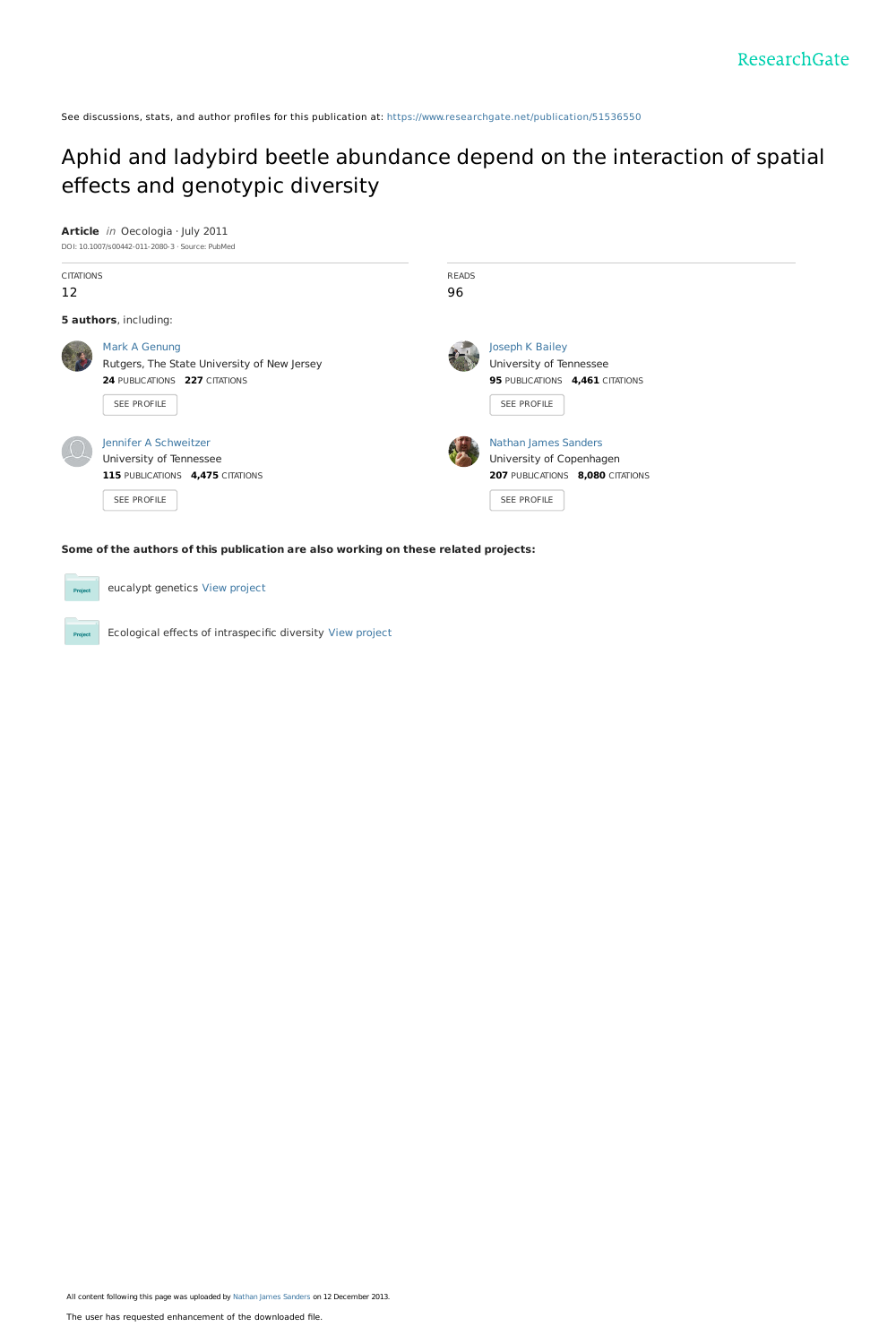See discussions, stats, and author profiles for this publication at: https://www.researchgate.net/publication/51536550

# Aphid and ladybird beetle abundance depend on the interaction of spatial effects and genotypic diversity

**Article** *in* Oecologia · July 2011

DOI: 10.1007/s00442-011-2080-3 · Source: PubMed

CITATIONS
12

READS
96

**5 authors**, including:

Mark A Genung
Rutgers, The State University of New Jersey
**24** PUBLICATIONS **227** CITATIONS

SEE PROFILE

Joseph K Bailey
University of Tennessee
**95** PUBLICATIONS **4,461** CITATIONS

SEE PROFILE

Jennifer A Schweitzer
University of Tennessee
**115** PUBLICATIONS **4,475** CITATIONS

SEE PROFILE

Nathan James Sanders
University of Copenhagen
**207** PUBLICATIONS **8,080** CITATIONS

SEE PROFILE

**Some of the authors of this publication are also working on these related projects:**

eucalypt genetics View project

Ecological effects of intraspecific diversity View project

All content following this page was uploaded by Nathan James Sanders on 12 December 2013.

The user has requested enhancement of the downloaded file.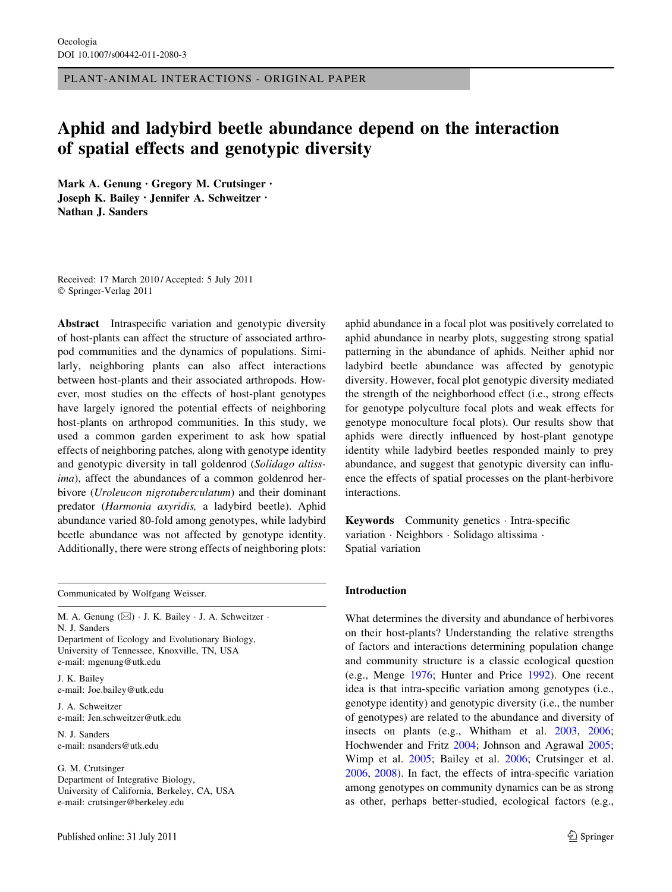Oecologia
DOI 10.1007/s00442-011-2080-3

PLANT-ANIMAL INTERACTIONS - ORIGINAL PAPER

# Aphid and ladybird beetle abundance depend on the interaction of spatial effects and genotypic diversity

**Mark A. Genung · Gregory M. Crutsinger · Joseph K. Bailey · Jennifer A. Schweitzer · Nathan J. Sanders**

Received: 17 March 2010 / Accepted: 5 July 2011
© Springer-Verlag 2011

**Abstract** Intraspecific variation and genotypic diversity of host-plants can affect the structure of associated arthropod communities and the dynamics of populations. Similarly, neighboring plants can also affect interactions between host-plants and their associated arthropods. However, most studies on the effects of host-plant genotypes have largely ignored the potential effects of neighboring host-plants on arthropod communities. In this study, we used a common garden experiment to ask how spatial effects of neighboring patches, along with genotype identity and genotypic diversity in tall goldenrod (*Solidago altissima*), affect the abundances of a common goldenrod herbivore (*Uroleucon nigrotuberculatum*) and their dominant predator (*Harmonia axyridis,* a ladybird beetle). Aphid abundance varied 80-fold among genotypes, while ladybird beetle abundance was not affected by genotype identity. Additionally, there were strong effects of neighboring plots: aphid abundance in a focal plot was positively correlated to aphid abundance in nearby plots, suggesting strong spatial patterning in the abundance of aphids. Neither aphid nor ladybird beetle abundance was affected by genotypic diversity. However, focal plot genotypic diversity mediated the strength of the neighborhood effect (i.e., strong effects for genotype polyculture focal plots and weak effects for genotype monoculture focal plots). Our results show that aphids were directly influenced by host-plant genotype identity while ladybird beetles responded mainly to prey abundance, and suggest that genotypic diversity can influence the effects of spatial processes on the plant-herbivore interactions.

**Keywords** Community genetics · Intra-specific variation · Neighbors · Solidago altissima · Spatial variation

Communicated by Wolfgang Weisser.

M. A. Genung (✉) · J. K. Bailey · J. A. Schweitzer · N. J. Sanders
Department of Ecology and Evolutionary Biology, University of Tennessee, Knoxville, TN, USA
e-mail: mgenung@utk.edu

J. K. Bailey
e-mail: Joe.bailey@utk.edu

J. A. Schweitzer
e-mail: Jen.schweitzer@utk.edu

N. J. Sanders
e-mail: nsanders@utk.edu

G. M. Crutsinger
Department of Integrative Biology, University of California, Berkeley, CA, USA
e-mail: crutsinger@berkeley.edu

## Introduction

What determines the diversity and abundance of herbivores on their host-plants? Understanding the relative strengths of factors and interactions determining population change and community structure is a classic ecological question (e.g., Menge 1976; Hunter and Price 1992). One recent idea is that intra-specific variation among genotypes (i.e., genotype identity) and genotypic diversity (i.e., the number of genotypes) are related to the abundance and diversity of insects on plants (e.g., Whitham et al. 2003, 2006; Hochwender and Fritz 2004; Johnson and Agrawal 2005; Wimp et al. 2005; Bailey et al. 2006; Crutsinger et al. 2006, 2008). In fact, the effects of intra-specific variation among genotypes on community dynamics can be as strong as other, perhaps better-studied, ecological factors (e.g.,

Published online: 31 July 2011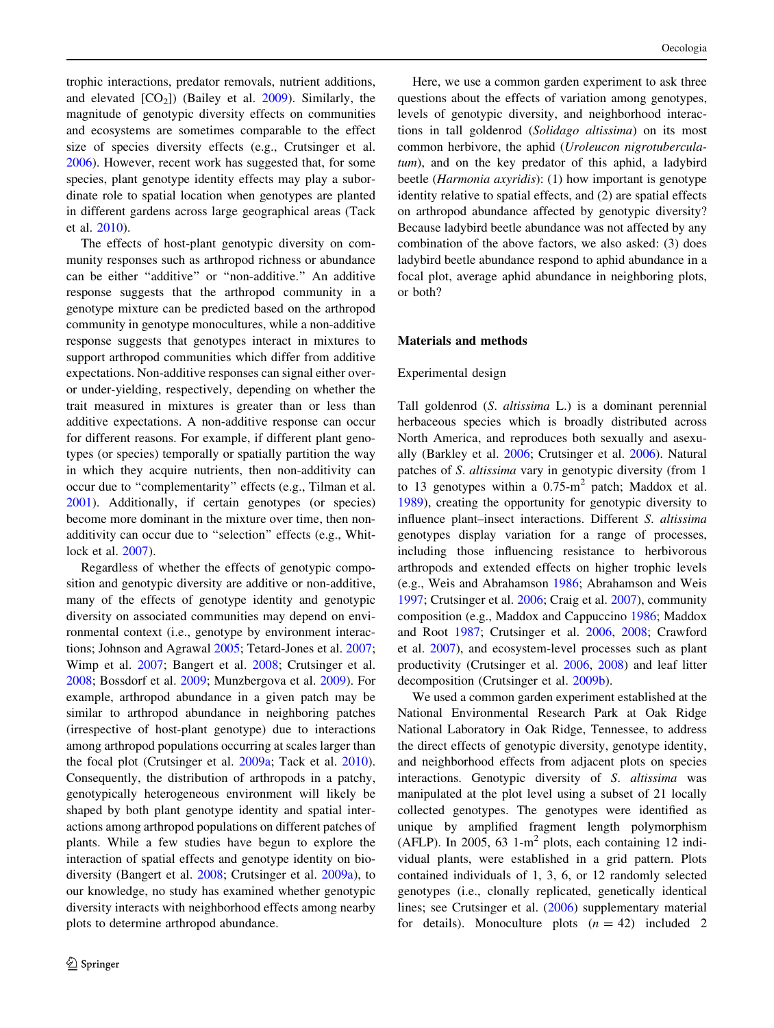trophic interactions, predator removals, nutrient additions, and elevated [$CO_2$]) (Bailey et al. 2009). Similarly, the magnitude of genotypic diversity effects on communities and ecosystems are sometimes comparable to the effect size of species diversity effects (e.g., Crutsinger et al. 2006). However, recent work has suggested that, for some species, plant genotype identity effects may play a subordinate role to spatial location when genotypes are planted in different gardens across large geographical areas (Tack et al. 2010).

The effects of host-plant genotypic diversity on community responses such as arthropod richness or abundance can be either "additive" or "non-additive." An additive response suggests that the arthropod community in a genotype mixture can be predicted based on the arthropod community in genotype monocultures, while a non-additive response suggests that genotypes interact in mixtures to support arthropod communities which differ from additive expectations. Non-additive responses can signal either over- or under-yielding, respectively, depending on whether the trait measured in mixtures is greater than or less than additive expectations. A non-additive response can occur for different reasons. For example, if different plant genotypes (or species) temporally or spatially partition the way in which they acquire nutrients, then non-additivity can occur due to "complementarity" effects (e.g., Tilman et al. 2001). Additionally, if certain genotypes (or species) become more dominant in the mixture over time, then non-additivity can occur due to "selection" effects (e.g., Whitlock et al. 2007).

Regardless of whether the effects of genotypic composition and genotypic diversity are additive or non-additive, many of the effects of genotype identity and genotypic diversity on associated communities may depend on environmental context (i.e., genotype by environment interactions; Johnson and Agrawal 2005; Tetard-Jones et al. 2007; Wimp et al. 2007; Bangert et al. 2008; Crutsinger et al. 2008; Bossdorf et al. 2009; Munzbergova et al. 2009). For example, arthropod abundance in a given patch may be similar to arthropod abundance in neighboring patches (irrespective of host-plant genotype) due to interactions among arthropod populations occurring at scales larger than the focal plot (Crutsinger et al. 2009a; Tack et al. 2010). Consequently, the distribution of arthropods in a patchy, genotypically heterogeneous environment will likely be shaped by both plant genotype identity and spatial interactions among arthropod populations on different patches of plants. While a few studies have begun to explore the interaction of spatial effects and genotype identity on biodiversity (Bangert et al. 2008; Crutsinger et al. 2009a), to our knowledge, no study has examined whether genotypic diversity interacts with neighborhood effects among nearby plots to determine arthropod abundance.

Here, we use a common garden experiment to ask three questions about the effects of variation among genotypes, levels of genotypic diversity, and neighborhood interactions in tall goldenrod (*Solidago altissima*) on its most common herbivore, the aphid (*Uroleucon nigrotuberculatum*), and on the key predator of this aphid, a ladybird beetle (*Harmonia axyridis*): (1) how important is genotype identity relative to spatial effects, and (2) are spatial effects on arthropod abundance affected by genotypic diversity? Because ladybird beetle abundance was not affected by any combination of the above factors, we also asked: (3) does ladybird beetle abundance respond to aphid abundance in a focal plot, average aphid abundance in neighboring plots, or both?

## Materials and methods

### Experimental design

Tall goldenrod (*S. altissima* L.) is a dominant perennial herbaceous species which is broadly distributed across North America, and reproduces both sexually and asexually (Barkley et al. 2006; Crutsinger et al. 2006). Natural patches of *S. altissima* vary in genotypic diversity (from 1 to 13 genotypes within a 0.75-$m^2$ patch; Maddox et al. 1989), creating the opportunity for genotypic diversity to influence plant–insect interactions. Different *S. altissima* genotypes display variation for a range of processes, including those influencing resistance to herbivorous arthropods and extended effects on higher trophic levels (e.g., Weis and Abrahamson 1986; Abrahamson and Weis 1997; Crutsinger et al. 2006; Craig et al. 2007), community composition (e.g., Maddox and Cappuccino 1986; Maddox and Root 1987; Crutsinger et al. 2006, 2008; Crawford et al. 2007), and ecosystem-level processes such as plant productivity (Crutsinger et al. 2006, 2008) and leaf litter decomposition (Crutsinger et al. 2009b).

We used a common garden experiment established at the National Environmental Research Park at Oak Ridge National Laboratory in Oak Ridge, Tennessee, to address the direct effects of genotypic diversity, genotype identity, and neighborhood effects from adjacent plots on species interactions. Genotypic diversity of *S. altissima* was manipulated at the plot level using a subset of 21 locally collected genotypes. The genotypes were identified as unique by amplified fragment length polymorphism (AFLP). In 2005, 63 1-$m^2$ plots, each containing 12 individual plants, were established in a grid pattern. Plots contained individuals of 1, 3, 6, or 12 randomly selected genotypes (i.e., clonally replicated, genetically identical lines; see Crutsinger et al. (2006) supplementary material for details). Monoculture plots ($n = 42$) included 2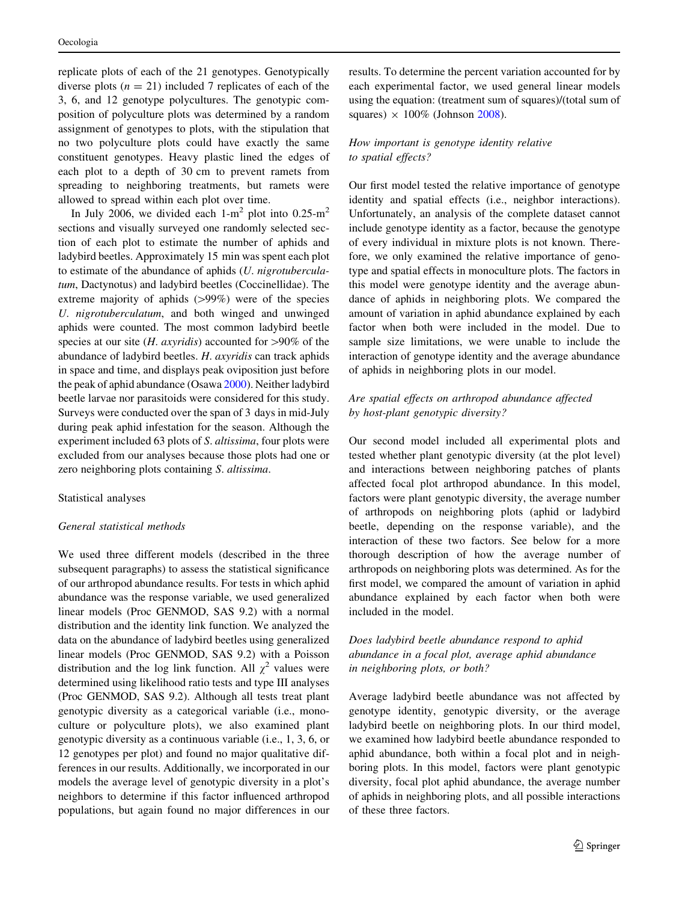replicate plots of each of the 21 genotypes. Genotypically diverse plots ($n = 21$) included 7 replicates of each of the 3, 6, and 12 genotype polycultures. The genotypic composition of polyculture plots was determined by a random assignment of genotypes to plots, with the stipulation that no two polyculture plots could have exactly the same constituent genotypes. Heavy plastic lined the edges of each plot to a depth of 30 cm to prevent ramets from spreading to neighboring treatments, but ramets were allowed to spread within each plot over time.

In July 2006, we divided each 1-m$^2$ plot into 0.25-m$^2$ sections and visually surveyed one randomly selected section of each plot to estimate the number of aphids and ladybird beetles. Approximately 15 min was spent each plot to estimate of the abundance of aphids (*U. nigrotuberculatum*, Dactynotus) and ladybird beetles (Coccinellidae). The extreme majority of aphids (>99%) were of the species *U. nigrotuberculatum*, and both winged and unwinged aphids were counted. The most common ladybird beetle species at our site (*H. axyridis*) accounted for >90% of the abundance of ladybird beetles. *H. axyridis* can track aphids in space and time, and displays peak oviposition just before the peak of aphid abundance (Osawa 2000). Neither ladybird beetle larvae nor parasitoids were considered for this study. Surveys were conducted over the span of 3 days in mid-July during peak aphid infestation for the season. Although the experiment included 63 plots of *S. altissima*, four plots were excluded from our analyses because those plots had one or zero neighboring plots containing *S. altissima*.

## Statistical analyses

### *General statistical methods*

We used three different models (described in the three subsequent paragraphs) to assess the statistical significance of our arthropod abundance results. For tests in which aphid abundance was the response variable, we used generalized linear models (Proc GENMOD, SAS 9.2) with a normal distribution and the identity link function. We analyzed the data on the abundance of ladybird beetles using generalized linear models (Proc GENMOD, SAS 9.2) with a Poisson distribution and the log link function. All $\chi^2$ values were determined using likelihood ratio tests and type III analyses (Proc GENMOD, SAS 9.2). Although all tests treat plant genotypic diversity as a categorical variable (i.e., monoculture or polyculture plots), we also examined plant genotypic diversity as a continuous variable (i.e., 1, 3, 6, or 12 genotypes per plot) and found no major qualitative differences in our results. Additionally, we incorporated in our models the average level of genotypic diversity in a plot's neighbors to determine if this factor influenced arthropod populations, but again found no major differences in our results. To determine the percent variation accounted for by each experimental factor, we used general linear models using the equation: (treatment sum of squares)/(total sum of squares) $\times$ 100% (Johnson 2008).

### *How important is genotype identity relative to spatial effects?*

Our first model tested the relative importance of genotype identity and spatial effects (i.e., neighbor interactions). Unfortunately, an analysis of the complete dataset cannot include genotype identity as a factor, because the genotype of every individual in mixture plots is not known. Therefore, we only examined the relative importance of genotype and spatial effects in monoculture plots. The factors in this model were genotype identity and the average abundance of aphids in neighboring plots. We compared the amount of variation in aphid abundance explained by each factor when both were included in the model. Due to sample size limitations, we were unable to include the interaction of genotype identity and the average abundance of aphids in neighboring plots in our model.

### *Are spatial effects on arthropod abundance affected by host-plant genotypic diversity?*

Our second model included all experimental plots and tested whether plant genotypic diversity (at the plot level) and interactions between neighboring patches of plants affected focal plot arthropod abundance. In this model, factors were plant genotypic diversity, the average number of arthropods on neighboring plots (aphid or ladybird beetle, depending on the response variable), and the interaction of these two factors. See below for a more thorough description of how the average number of arthropods on neighboring plots was determined. As for the first model, we compared the amount of variation in aphid abundance explained by each factor when both were included in the model.

### *Does ladybird beetle abundance respond to aphid abundance in a focal plot, average aphid abundance in neighboring plots, or both?*

Average ladybird beetle abundance was not affected by genotype identity, genotypic diversity, or the average ladybird beetle on neighboring plots. In our third model, we examined how ladybird beetle abundance responded to aphid abundance, both within a focal plot and in neighboring plots. In this model, factors were plant genotypic diversity, focal plot aphid abundance, the average number of aphids in neighboring plots, and all possible interactions of these three factors.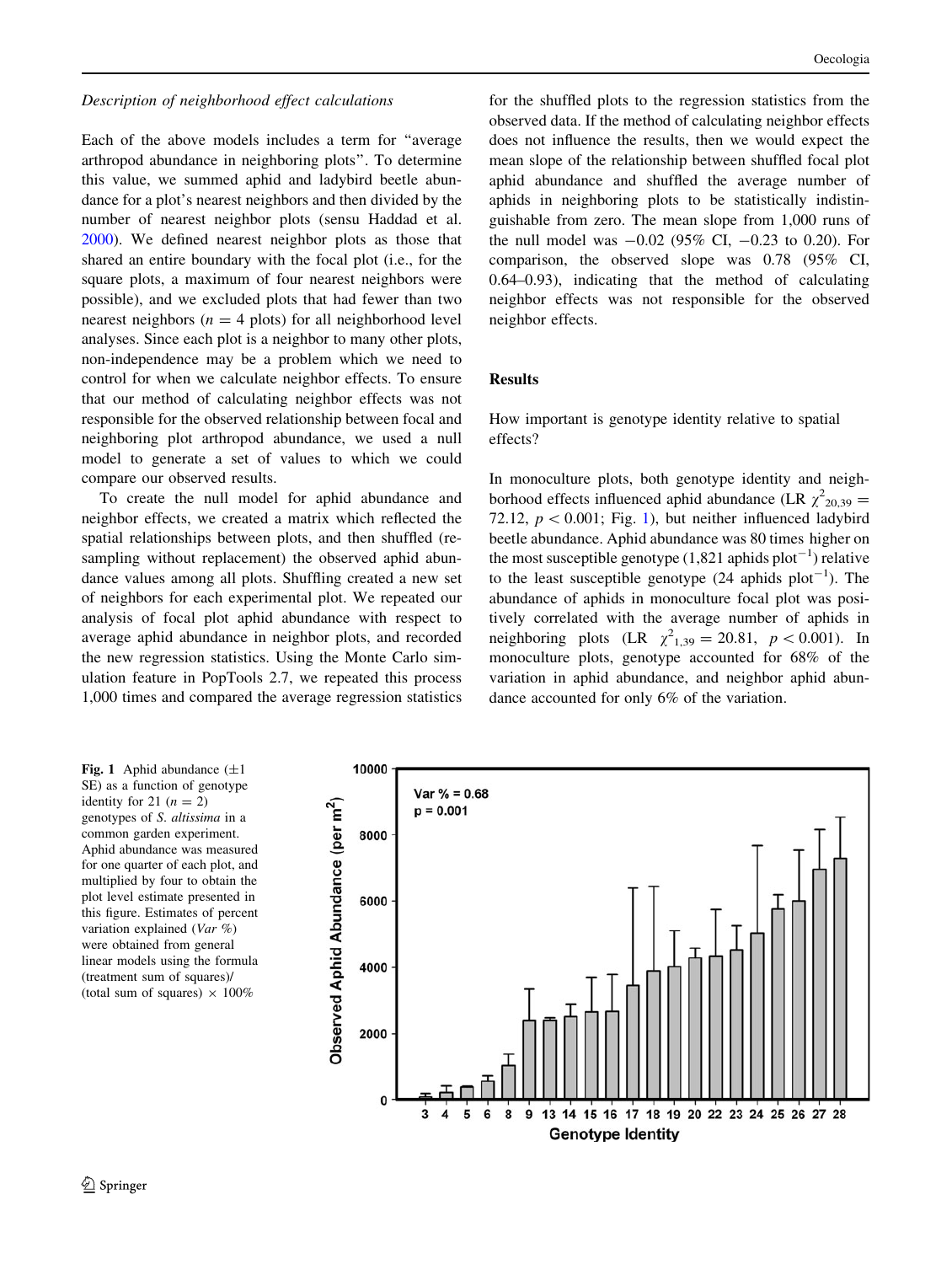*Description of neighborhood effect calculations*

Each of the above models includes a term for "average arthropod abundance in neighboring plots". To determine this value, we summed aphid and ladybird beetle abundance for a plot's nearest neighbors and then divided by the number of nearest neighbor plots (sensu Haddad et al. 2000). We defined nearest neighbor plots as those that shared an entire boundary with the focal plot (i.e., for the square plots, a maximum of four nearest neighbors were possible), and we excluded plots that had fewer than two nearest neighbors ($n = 4$ plots) for all neighborhood level analyses. Since each plot is a neighbor to many other plots, non-independence may be a problem which we need to control for when we calculate neighbor effects. To ensure that our method of calculating neighbor effects was not responsible for the observed relationship between focal and neighboring plot arthropod abundance, we used a null model to generate a set of values to which we could compare our observed results.

To create the null model for aphid abundance and neighbor effects, we created a matrix which reflected the spatial relationships between plots, and then shuffled (resampling without replacement) the observed aphid abundance values among all plots. Shuffling created a new set of neighbors for each experimental plot. We repeated our analysis of focal plot aphid abundance with respect to average aphid abundance in neighbor plots, and recorded the new regression statistics. Using the Monte Carlo simulation feature in PopTools 2.7, we repeated this process 1,000 times and compared the average regression statistics for the shuffled plots to the regression statistics from the observed data. If the method of calculating neighbor effects does not influence the results, then we would expect the mean slope of the relationship between shuffled focal plot aphid abundance and shuffled the average number of aphids in neighboring plots to be statistically indistinguishable from zero. The mean slope from 1,000 runs of the null model was −0.02 (95% CI, −0.23 to 0.20). For comparison, the observed slope was 0.78 (95% CI, 0.64–0.93), indicating that the method of calculating neighbor effects was not responsible for the observed neighbor effects.

## Results

### How important is genotype identity relative to spatial effects?

In monoculture plots, both genotype identity and neighborhood effects influenced aphid abundance (LR $\chi^2_{20,39} = 72.12$, $p < 0.001$; Fig. 1), but neither influenced ladybird beetle abundance. Aphid abundance was 80 times higher on the most susceptible genotype (1,821 aphids plot$^{-1}$) relative to the least susceptible genotype (24 aphids plot$^{-1}$). The abundance of aphids in monoculture focal plot was positively correlated with the average number of aphids in neighboring plots (LR $\chi^2_{1,39} = 20.81$, $p < 0.001$). In monoculture plots, genotype accounted for 68% of the variation in aphid abundance, and neighbor aphid abundance accounted for only 6% of the variation.

**Fig. 1** Aphid abundance (±1 SE) as a function of genotype identity for 21 ($n = 2$) genotypes of *S. altissima* in a common garden experiment. Aphid abundance was measured for one quarter of each plot, and multiplied by four to obtain the plot level estimate presented in this figure. Estimates of percent variation explained (*Var %*) were obtained from general linear models using the formula (treatment sum of squares)/(total sum of squares) × 100%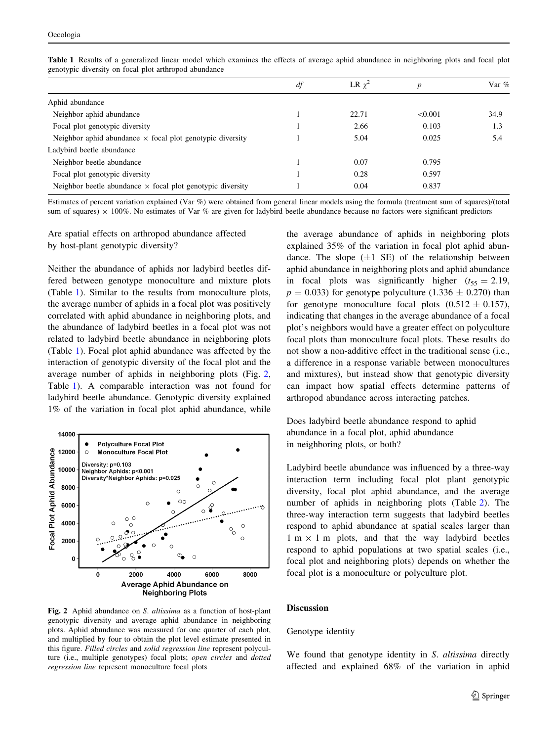**Table 1** Results of a generalized linear model which examines the effects of average aphid abundance in neighboring plots and focal plot genotypic diversity on focal plot arthropod abundance

| | df | LR $\chi^2$ | p | Var % |
|---|---|---|---|---|
| Aphid abundance | | | | |
| Neighbor aphid abundance | 1 | 22.71 | <0.001 | 34.9 |
| Focal plot genotypic diversity | 1 | 2.66 | 0.103 | 1.3 |
| Neighbor aphid abundance × focal plot genotypic diversity | 1 | 5.04 | 0.025 | 5.4 |
| Ladybird beetle abundance | | | | |
| Neighbor beetle abundance | 1 | 0.07 | 0.795 | |
| Focal plot genotypic diversity | 1 | 0.28 | 0.597 | |
| Neighbor beetle abundance × focal plot genotypic diversity | 1 | 0.04 | 0.837 | |

Estimates of percent variation explained (Var %) were obtained from general linear models using the formula (treatment sum of squares)/(total sum of squares) × 100%. No estimates of Var % are given for ladybird beetle abundance because no factors were significant predictors

### Are spatial effects on arthropod abundance affected by host-plant genotypic diversity?

Neither the abundance of aphids nor ladybird beetles differed between genotype monoculture and mixture plots (Table 1). Similar to the results from monoculture plots, the average number of aphids in a focal plot was positively correlated with aphid abundance in neighboring plots, and the abundance of ladybird beetles in a focal plot was not related to ladybird beetle abundance in neighboring plots (Table 1). Focal plot aphid abundance was affected by the interaction of genotypic diversity of the focal plot and the average number of aphids in neighboring plots (Fig. 2, Table 1). A comparable interaction was not found for ladybird beetle abundance. Genotypic diversity explained 1% of the variation in focal plot aphid abundance, while the average abundance of aphids in neighboring plots explained 35% of the variation in focal plot aphid abundance. The slope (±1 SE) of the relationship between aphid abundance in neighboring plots and aphid abundance in focal plots was significantly higher ($t_{55} = 2.19$, $p = 0.033$) for genotype polyculture ($1.336 \pm 0.270$) than for genotype monoculture focal plots ($0.512 \pm 0.157$), indicating that changes in the average abundance of a focal plot's neighbors would have a greater effect on polyculture focal plots than monoculture focal plots. These results do not show a non-additive effect in the traditional sense (i.e., a difference in a response variable between monocultures and mixtures), but instead show that genotypic diversity can impact how spatial effects determine patterns of arthropod abundance across interacting patches.

**Fig. 2** Aphid abundance on *S. altissima* as a function of host-plant genotypic diversity and average aphid abundance in neighboring plots. Aphid abundance was measured for one quarter of each plot, and multiplied by four to obtain the plot level estimate presented in this figure. *Filled circles* and *solid regression line* represent polyculture (i.e., multiple genotypes) focal plots; *open circles* and *dotted regression line* represent monoculture focal plots

### Does ladybird beetle abundance respond to aphid abundance in a focal plot, aphid abundance in neighboring plots, or both?

Ladybird beetle abundance was influenced by a three-way interaction term including focal plot plant genotypic diversity, focal plot aphid abundance, and the average number of aphids in neighboring plots (Table 2). The three-way interaction term suggests that ladybird beetles respond to aphid abundance at spatial scales larger than 1 m × 1 m plots, and that the way ladybird beetles respond to aphid populations at two spatial scales (i.e., focal plot and neighboring plots) depends on whether the focal plot is a monoculture or polyculture plot.

## Discussion

### Genotype identity

We found that genotype identity in *S. altissima* directly affected and explained 68% of the variation in aphid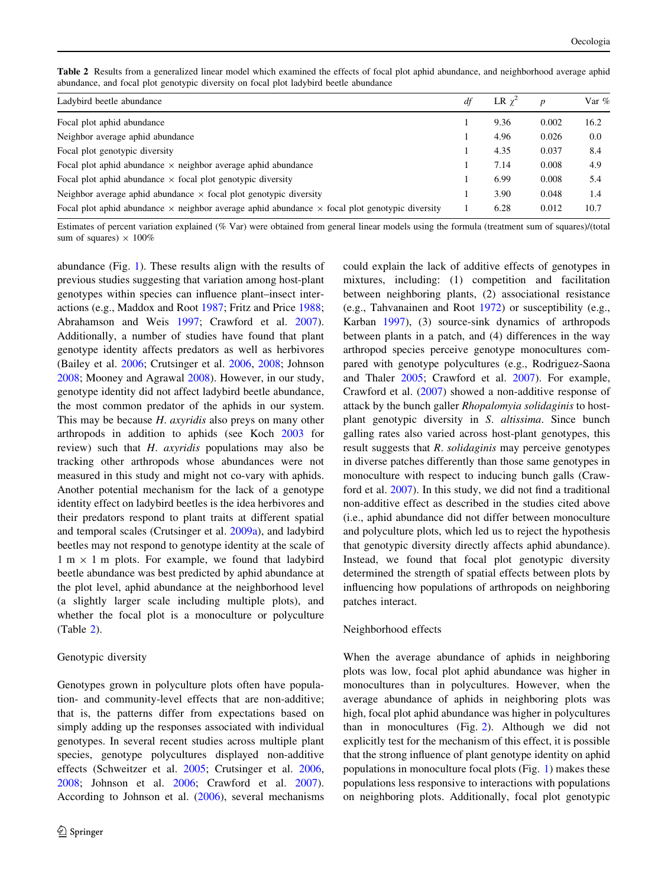**Table 2** Results from a generalized linear model which examined the effects of focal plot aphid abundance, and neighborhood average aphid abundance, and focal plot genotypic diversity on focal plot ladybird beetle abundance

| Ladybird beetle abundance | *df* | LR $\chi^2$ | *p* | Var % |
|---|---|---|---|---|
| Focal plot aphid abundance | 1 | 9.36 | 0.002 | 16.2 |
| Neighbor average aphid abundance | 1 | 4.96 | 0.026 | 0.0 |
| Focal plot genotypic diversity | 1 | 4.35 | 0.037 | 8.4 |
| Focal plot aphid abundance × neighbor average aphid abundance | 1 | 7.14 | 0.008 | 4.9 |
| Focal plot aphid abundance × focal plot genotypic diversity | 1 | 6.99 | 0.008 | 5.4 |
| Neighbor average aphid abundance × focal plot genotypic diversity | 1 | 3.90 | 0.048 | 1.4 |
| Focal plot aphid abundance × neighbor average aphid abundance × focal plot genotypic diversity | 1 | 6.28 | 0.012 | 10.7 |

Estimates of percent variation explained (% Var) were obtained from general linear models using the formula (treatment sum of squares)/(total sum of squares) × 100%

abundance (Fig. 1). These results align with the results of previous studies suggesting that variation among host-plant genotypes within species can influence plant–insect interactions (e.g., Maddox and Root 1987; Fritz and Price 1988; Abrahamson and Weis 1997; Crawford et al. 2007). Additionally, a number of studies have found that plant genotype identity affects predators as well as herbivores (Bailey et al. 2006; Crutsinger et al. 2006, 2008; Johnson 2008; Mooney and Agrawal 2008). However, in our study, genotype identity did not affect ladybird beetle abundance, the most common predator of the aphids in our system. This may be because *H. axyridis* also preys on many other arthropods in addition to aphids (see Koch 2003 for review) such that *H. axyridis* populations may also be tracking other arthropods whose abundances were not measured in this study and might not co-vary with aphids. Another potential mechanism for the lack of a genotype identity effect on ladybird beetles is the idea herbivores and their predators respond to plant traits at different spatial and temporal scales (Crutsinger et al. 2009a), and ladybird beetles may not respond to genotype identity at the scale of 1 m × 1 m plots. For example, we found that ladybird beetle abundance was best predicted by aphid abundance at the plot level, aphid abundance at the neighborhood level (a slightly larger scale including multiple plots), and whether the focal plot is a monoculture or polyculture (Table 2).

### Genotypic diversity

Genotypes grown in polyculture plots often have population- and community-level effects that are non-additive; that is, the patterns differ from expectations based on simply adding up the responses associated with individual genotypes. In several recent studies across multiple plant species, genotype polycultures displayed non-additive effects (Schweitzer et al. 2005; Crutsinger et al. 2006, 2008; Johnson et al. 2006; Crawford et al. 2007). According to Johnson et al. (2006), several mechanisms could explain the lack of additive effects of genotypes in mixtures, including: (1) competition and facilitation between neighboring plants, (2) associational resistance (e.g., Tahvanainen and Root 1972) or susceptibility (e.g., Karban 1997), (3) source-sink dynamics of arthropods between plants in a patch, and (4) differences in the way arthropod species perceive genotype monocultures compared with genotype polycultures (e.g., Rodriguez-Saona and Thaler 2005; Crawford et al. 2007). For example, Crawford et al. (2007) showed a non-additive response of attack by the bunch galler *Rhopalomyia solidaginis* to host-plant genotypic diversity in *S. altissima*. Since bunch galling rates also varied across host-plant genotypes, this result suggests that *R. solidaginis* may perceive genotypes in diverse patches differently than those same genotypes in monoculture with respect to inducing bunch galls (Crawford et al. 2007). In this study, we did not find a traditional non-additive effect as described in the studies cited above (i.e., aphid abundance did not differ between monoculture and polyculture plots, which led us to reject the hypothesis that genotypic diversity directly affects aphid abundance). Instead, we found that focal plot genotypic diversity determined the strength of spatial effects between plots by influencing how populations of arthropods on neighboring patches interact.

### Neighborhood effects

When the average abundance of aphids in neighboring plots was low, focal plot aphid abundance was higher in monocultures than in polycultures. However, when the average abundance of aphids in neighboring plots was high, focal plot aphid abundance was higher in polycultures than in monocultures (Fig. 2). Although we did not explicitly test for the mechanism of this effect, it is possible that the strong influence of plant genotype identity on aphid populations in monoculture focal plots (Fig. 1) makes these populations less responsive to interactions with populations on neighboring plots. Additionally, focal plot genotypic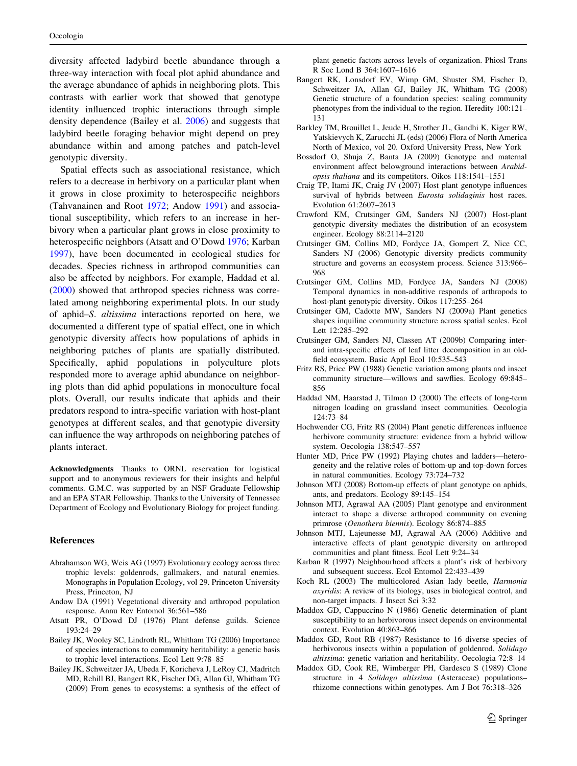diversity affected ladybird beetle abundance through a three-way interaction with focal plot aphid abundance and the average abundance of aphids in neighboring plots. This contrasts with earlier work that showed that genotype identity influenced trophic interactions through simple density dependence (Bailey et al. 2006) and suggests that ladybird beetle foraging behavior might depend on prey abundance within and among patches and patch-level genotypic diversity.

Spatial effects such as associational resistance, which refers to a decrease in herbivory on a particular plant when it grows in close proximity to heterospecific neighbors (Tahvanainen and Root 1972; Andow 1991) and associational susceptibility, which refers to an increase in herbivory when a particular plant grows in close proximity to heterospecific neighbors (Atsatt and O'Dowd 1976; Karban 1997), have been documented in ecological studies for decades. Species richness in arthropod communities can also be affected by neighbors. For example, Haddad et al. (2000) showed that arthropod species richness was correlated among neighboring experimental plots. In our study of aphid–*S. altissima* interactions reported on here, we documented a different type of spatial effect, one in which genotypic diversity affects how populations of aphids in neighboring patches of plants are spatially distributed. Specifically, aphid populations in polyculture plots responded more to average aphid abundance on neighboring plots than did aphid populations in monoculture focal plots. Overall, our results indicate that aphids and their predators respond to intra-specific variation with host-plant genotypes at different scales, and that genotypic diversity can influence the way arthropods on neighboring patches of plants interact.

**Acknowledgments** Thanks to ORNL reservation for logistical support and to anonymous reviewers for their insights and helpful comments. G.M.C. was supported by an NSF Graduate Fellowship and an EPA STAR Fellowship. Thanks to the University of Tennessee Department of Ecology and Evolutionary Biology for project funding.

## References

Abrahamson WG, Weis AG (1997) Evolutionary ecology across three trophic levels: goldenrods, gallmakers, and natural enemies. Monographs in Population Ecology, vol 29. Princeton University Press, Princeton, NJ

Andow DA (1991) Vegetational diversity and arthropod population response. Annu Rev Entomol 36:561–586

Atsatt PR, O'Dowd DJ (1976) Plant defense guilds. Science 193:24–29

Bailey JK, Wooley SC, Lindroth RL, Whitham TG (2006) Importance of species interactions to community heritability: a genetic basis to trophic-level interactions. Ecol Lett 9:78–85

Bailey JK, Schweitzer JA, Ubeda F, Koricheva J, LeRoy CJ, Madritch MD, Rehill BJ, Bangert RK, Fischer DG, Allan GJ, Whitham TG (2009) From genes to ecosystems: a synthesis of the effect of plant genetic factors across levels of organization. Phiosl Trans R Soc Lond B 364:1607–1616

Bangert RK, Lonsdorf EV, Wimp GM, Shuster SM, Fischer D, Schweitzer JA, Allan GJ, Bailey JK, Whitham TG (2008) Genetic structure of a foundation species: scaling community phenotypes from the individual to the region. Heredity 100:121–131

Barkley TM, Brouillet L, Jeude H, Strother JL, Gandhi K, Kiger RW, Yatskievych K, Zarucchi JL (eds) (2006) Flora of North America North of Mexico, vol 20. Oxford University Press, New York

Bossdorf O, Shuja Z, Banta JA (2009) Genotype and maternal environment affect belowground interactions between *Arabidopsis thaliana* and its competitors. Oikos 118:1541–1551

Craig TP, Itami JK, Craig JV (2007) Host plant genotype influences survival of hybrids between *Eurosta solidaginis* host races. Evolution 61:2607–2613

Crawford KM, Crutsinger GM, Sanders NJ (2007) Host-plant genotypic diversity mediates the distribution of an ecosystem engineer. Ecology 88:2114–2120

Crutsinger GM, Collins MD, Fordyce JA, Gompert Z, Nice CC, Sanders NJ (2006) Genotypic diversity predicts community structure and governs an ecosystem process. Science 313:966–968

Crutsinger GM, Collins MD, Fordyce JA, Sanders NJ (2008) Temporal dynamics in non-additive responds of arthropods to host-plant genotypic diversity. Oikos 117:255–264

Crutsinger GM, Cadotte MW, Sanders NJ (2009a) Plant genetics shapes inquiline community structure across spatial scales. Ecol Lett 12:285–292

Crutsinger GM, Sanders NJ, Classen AT (2009b) Comparing inter- and intra-specific effects of leaf litter decomposition in an old-field ecosystem. Basic Appl Ecol 10:535–543

Fritz RS, Price PW (1988) Genetic variation among plants and insect community structure—willows and sawflies. Ecology 69:845–856

Haddad NM, Haarstad J, Tilman D (2000) The effects of long-term nitrogen loading on grassland insect communities. Oecologia 124:73–84

Hochwender CG, Fritz RS (2004) Plant genetic differences influence herbivore community structure: evidence from a hybrid willow system. Oecologia 138:547–557

Hunter MD, Price PW (1992) Playing chutes and ladders—heterogeneity and the relative roles of bottom-up and top-down forces in natural communities. Ecology 73:724–732

Johnson MTJ (2008) Bottom-up effects of plant genotype on aphids, ants, and predators. Ecology 89:145–154

Johnson MTJ, Agrawal AA (2005) Plant genotype and environment interact to shape a diverse arthropod community on evening primrose (*Oenothera biennis*). Ecology 86:874–885

Johnson MTJ, Lajeunesse MJ, Agrawal AA (2006) Additive and interactive effects of plant genotypic diversity on arthropod communities and plant fitness. Ecol Lett 9:24–34

Karban R (1997) Neighbourhood affects a plant's risk of herbivory and subsequent success. Ecol Entomol 22:433–439

Koch RL (2003) The multicolored Asian lady beetle, *Harmonia axyridis*: A review of its biology, uses in biological control, and non-target impacts. J Insect Sci 3:32

Maddox GD, Cappuccino N (1986) Genetic determination of plant susceptibility to an herbivorous insect depends on environmental context. Evolution 40:863–866

Maddox GD, Root RB (1987) Resistance to 16 diverse species of herbivorous insects within a population of goldenrod, *Solidago altissima*: genetic variation and heritability. Oecologia 72:8–14

Maddox GD, Cook RE, Wimberger PH, Gardescu S (1989) Clone structure in 4 *Solidago altissima* (Asteraceae) populations–rhizome connections within genotypes. Am J Bot 76:318–326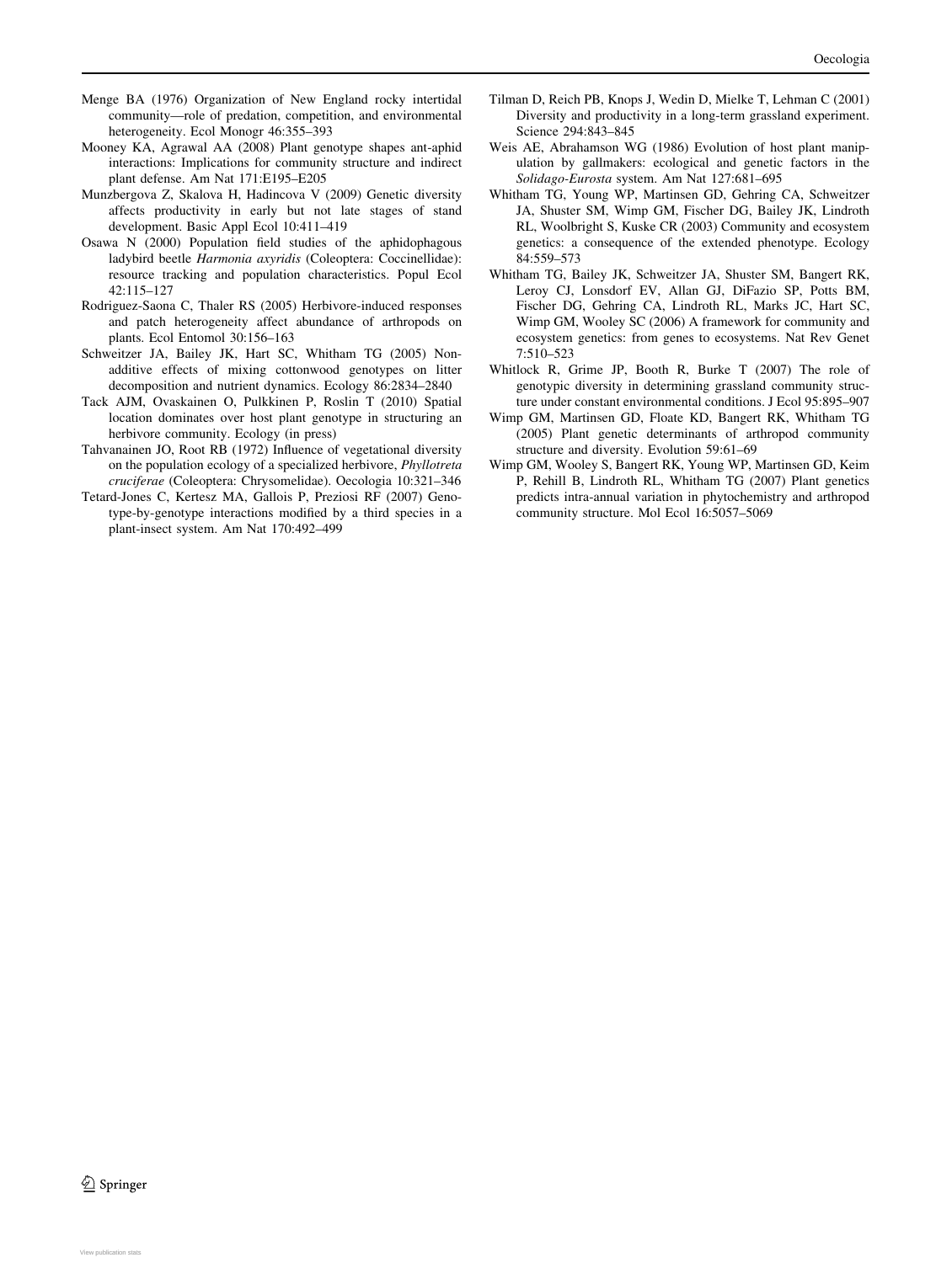Menge BA (1976) Organization of New England rocky intertidal community—role of predation, competition, and environmental heterogeneity. Ecol Monogr 46:355–393

Mooney KA, Agrawal AA (2008) Plant genotype shapes ant-aphid interactions: Implications for community structure and indirect plant defense. Am Nat 171:E195–E205

Munzbergova Z, Skalova H, Hadincova V (2009) Genetic diversity affects productivity in early but not late stages of stand development. Basic Appl Ecol 10:411–419

Osawa N (2000) Population field studies of the aphidophagous ladybird beetle *Harmonia axyridis* (Coleoptera: Coccinellidae): resource tracking and population characteristics. Popul Ecol 42:115–127

Rodriguez-Saona C, Thaler RS (2005) Herbivore-induced responses and patch heterogeneity affect abundance of arthropods on plants. Ecol Entomol 30:156–163

Schweitzer JA, Bailey JK, Hart SC, Whitham TG (2005) Non-additive effects of mixing cottonwood genotypes on litter decomposition and nutrient dynamics. Ecology 86:2834–2840

Tack AJM, Ovaskainen O, Pulkkinen P, Roslin T (2010) Spatial location dominates over host plant genotype in structuring an herbivore community. Ecology (in press)

Tahvanainen JO, Root RB (1972) Influence of vegetational diversity on the population ecology of a specialized herbivore, *Phyllotreta cruciferae* (Coleoptera: Chrysomelidae). Oecologia 10:321–346

Tetard-Jones C, Kertesz MA, Gallois P, Preziosi RF (2007) Genotype-by-genotype interactions modified by a third species in a plant-insect system. Am Nat 170:492–499

Tilman D, Reich PB, Knops J, Wedin D, Mielke T, Lehman C (2001) Diversity and productivity in a long-term grassland experiment. Science 294:843–845

Weis AE, Abrahamson WG (1986) Evolution of host plant manipulation by gallmakers: ecological and genetic factors in the *Solidago-Eurosta* system. Am Nat 127:681–695

Whitham TG, Young WP, Martinsen GD, Gehring CA, Schweitzer JA, Shuster SM, Wimp GM, Fischer DG, Bailey JK, Lindroth RL, Woolbright S, Kuske CR (2003) Community and ecosystem genetics: a consequence of the extended phenotype. Ecology 84:559–573

Whitham TG, Bailey JK, Schweitzer JA, Shuster SM, Bangert RK, Leroy CJ, Lonsdorf EV, Allan GJ, DiFazio SP, Potts BM, Fischer DG, Gehring CA, Lindroth RL, Marks JC, Hart SC, Wimp GM, Wooley SC (2006) A framework for community and ecosystem genetics: from genes to ecosystems. Nat Rev Genet 7:510–523

Whitlock R, Grime JP, Booth R, Burke T (2007) The role of genotypic diversity in determining grassland community structure under constant environmental conditions. J Ecol 95:895–907

Wimp GM, Martinsen GD, Floate KD, Bangert RK, Whitham TG (2005) Plant genetic determinants of arthropod community structure and diversity. Evolution 59:61–69

Wimp GM, Wooley S, Bangert RK, Young WP, Martinsen GD, Keim P, Rehill B, Lindroth RL, Whitham TG (2007) Plant genetics predicts intra-annual variation in phytochemistry and arthropod community structure. Mol Ecol 16:5057–5069